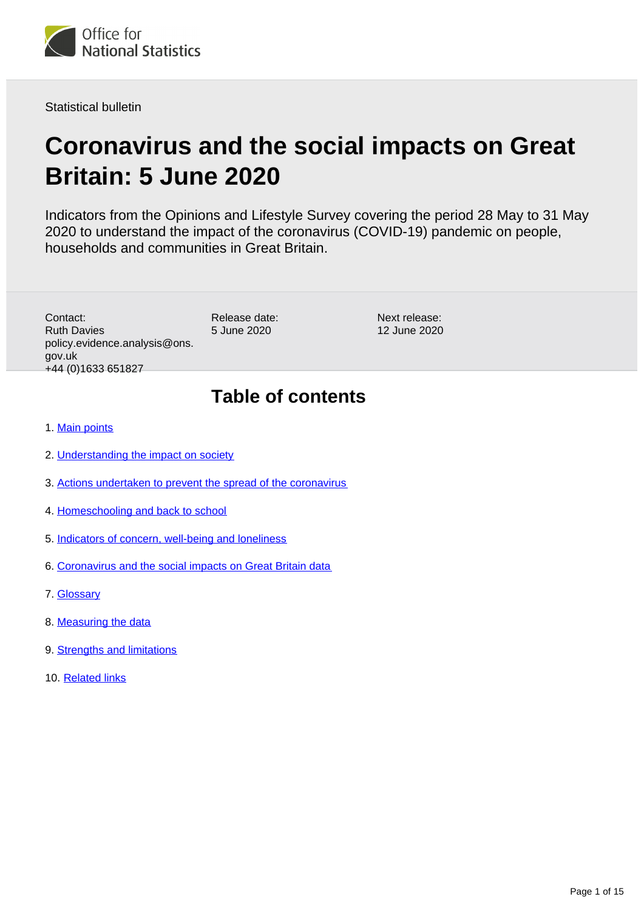Office for National Statistics

Statistical bulletin

# Coronavirus and the social impacts on Great Britain: 5 June 2020

Indicators from the Opinions and Lifestyle Survey covering the period 28 May to 31 May 2020 to understand the impact of the coronavirus (COVID-19) pandemic on people, households and communities in Great Britain.

Contact:
Ruth Davies
policy.evidence.analysis@ons.gov.uk
+44 (0)1633 651827

Release date:
5 June 2020

Next release:
12 June 2020

## Table of contents

1. Main points
2. Understanding the impact on society
3. Actions undertaken to prevent the spread of the coronavirus
4. Homeschooling and back to school
5. Indicators of concern, well-being and loneliness
6. Coronavirus and the social impacts on Great Britain data
7. Glossary
8. Measuring the data
9. Strengths and limitations
10. Related links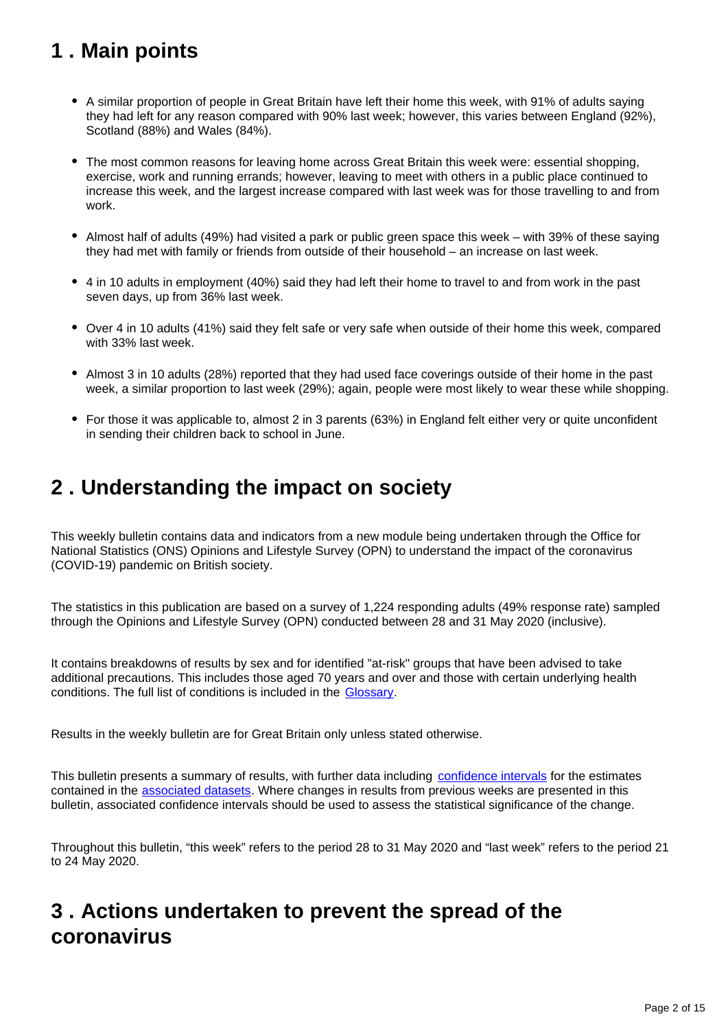## 1 . Main points

- A similar proportion of people in Great Britain have left their home this week, with 91% of adults saying they had left for any reason compared with 90% last week; however, this varies between England (92%), Scotland (88%) and Wales (84%).
- The most common reasons for leaving home across Great Britain this week were: essential shopping, exercise, work and running errands; however, leaving to meet with others in a public place continued to increase this week, and the largest increase compared with last week was for those travelling to and from work.
- Almost half of adults (49%) had visited a park or public green space this week – with 39% of these saying they had met with family or friends from outside of their household – an increase on last week.
- 4 in 10 adults in employment (40%) said they had left their home to travel to and from work in the past seven days, up from 36% last week.
- Over 4 in 10 adults (41%) said they felt safe or very safe when outside of their home this week, compared with 33% last week.
- Almost 3 in 10 adults (28%) reported that they had used face coverings outside of their home in the past week, a similar proportion to last week (29%); again, people were most likely to wear these while shopping.
- For those it was applicable to, almost 2 in 3 parents (63%) in England felt either very or quite unconfident in sending their children back to school in June.

## 2 . Understanding the impact on society

This weekly bulletin contains data and indicators from a new module being undertaken through the Office for National Statistics (ONS) Opinions and Lifestyle Survey (OPN) to understand the impact of the coronavirus (COVID-19) pandemic on British society.

The statistics in this publication are based on a survey of 1,224 responding adults (49% response rate) sampled through the Opinions and Lifestyle Survey (OPN) conducted between 28 and 31 May 2020 (inclusive).

It contains breakdowns of results by sex and for identified "at-risk" groups that have been advised to take additional precautions. This includes those aged 70 years and over and those with certain underlying health conditions. The full list of conditions is included in the Glossary.

Results in the weekly bulletin are for Great Britain only unless stated otherwise.

This bulletin presents a summary of results, with further data including confidence intervals for the estimates contained in the associated datasets. Where changes in results from previous weeks are presented in this bulletin, associated confidence intervals should be used to assess the statistical significance of the change.

Throughout this bulletin, “this week” refers to the period 28 to 31 May 2020 and “last week” refers to the period 21 to 24 May 2020.

## 3 . Actions undertaken to prevent the spread of the coronavirus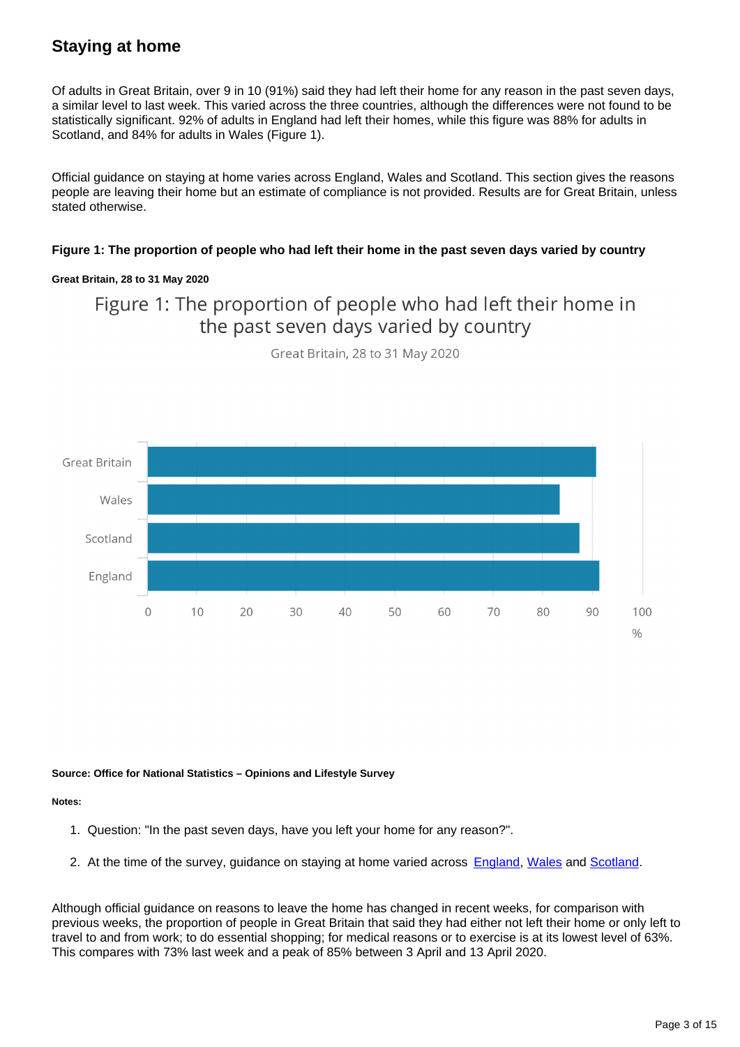## Staying at home

Of adults in Great Britain, over 9 in 10 (91%) said they had left their home for any reason in the past seven days, a similar level to last week. This varied across the three countries, although the differences were not found to be statistically significant. 92% of adults in England had left their homes, while this figure was 88% for adults in Scotland, and 84% for adults in Wales (Figure 1).

Official guidance on staying at home varies across England, Wales and Scotland. This section gives the reasons people are leaving their home but an estimate of compliance is not provided. Results are for Great Britain, unless stated otherwise.

#### Figure 1: The proportion of people who had left their home in the past seven days varied by country

##### Great Britain, 28 to 31 May 2020

Figure 1: The proportion of people who had left their home in the past seven days varied by country

Great Britain, 28 to 31 May 2020

Great Britain
Wales
Scotland
England

0 10 20 30 40 50 60 70 80 90 100
%

**Source: Office for National Statistics – Opinions and Lifestyle Survey**

**Notes:**

1. Question: "In the past seven days, have you left your home for any reason?".
2. At the time of the survey, guidance on staying at home varied across England, Wales and Scotland.

Although official guidance on reasons to leave the home has changed in recent weeks, for comparison with previous weeks, the proportion of people in Great Britain that said they had either not left their home or only left to travel to and from work; to do essential shopping; for medical reasons or to exercise is at its lowest level of 63%. This compares with 73% last week and a peak of 85% between 3 April and 13 April 2020.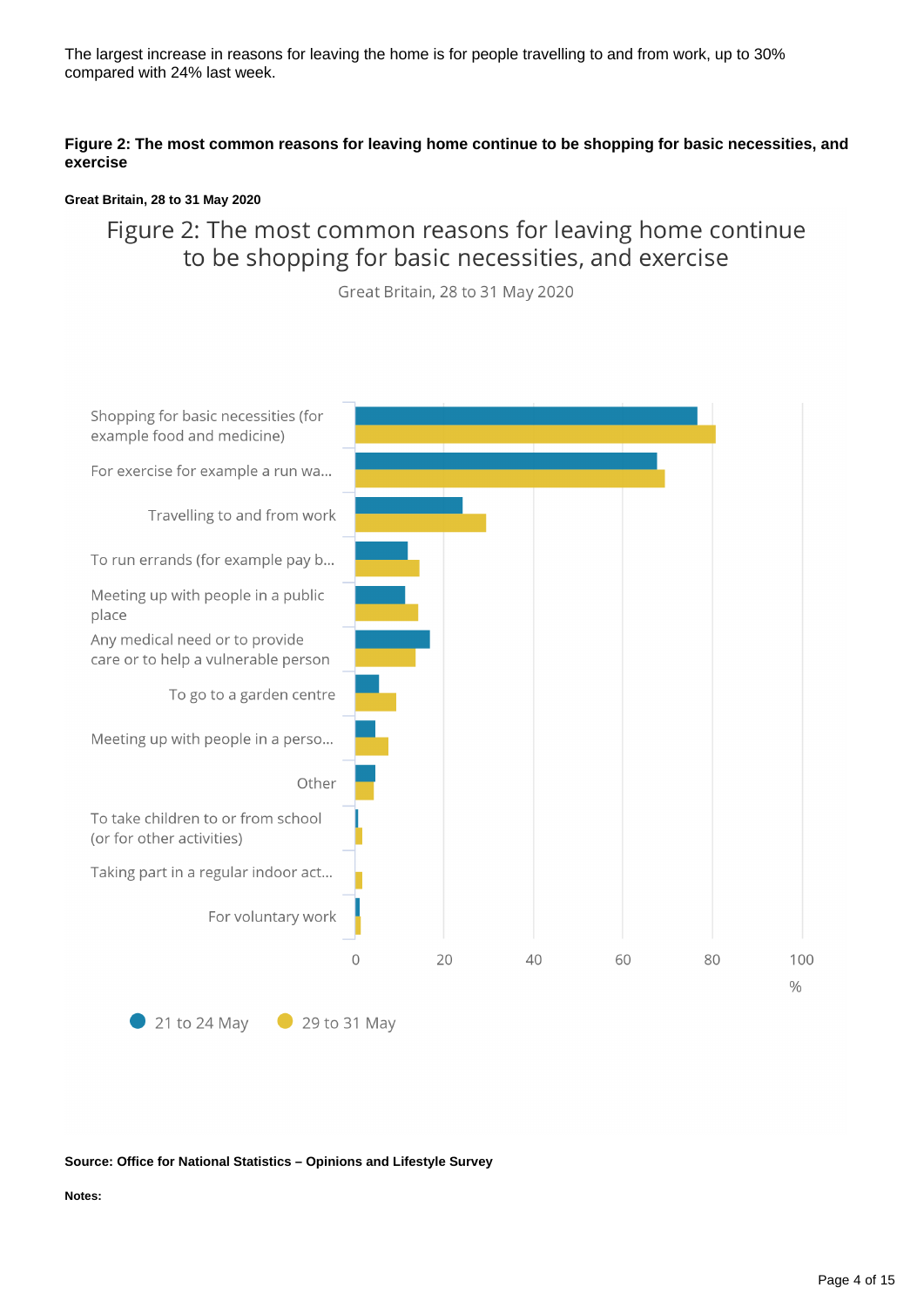The largest increase in reasons for leaving the home is for people travelling to and from work, up to 30% compared with 24% last week.

### Figure 2: The most common reasons for leaving home continue to be shopping for basic necessities, and exercise

**Great Britain, 28 to 31 May 2020**

Figure 2: The most common reasons for leaving home continue to be shopping for basic necessities, and exercise

Great Britain, 28 to 31 May 2020

| Reason | 21 to 24 May | 29 to 31 May |
|---|---|---|
| Shopping for basic necessities (for example food and medicine) | | |
| For exercise for example a run wa... | | |
| Travelling to and from work | | |
| To run errands (for example pay b... | | |
| Meeting up with people in a public place | | |
| Any medical need or to provide care or to help a vulnerable person | | |
| To go to a garden centre | | |
| Meeting up with people in a perso... | | |
| Other | | |
| To take children to or from school (or for other activities) | | |
| Taking part in a regular indoor act... | | |
| For voluntary work | | |

0 20 40 60 80 100 %

21 to 24 May   29 to 31 May

**Source: Office for National Statistics – Opinions and Lifestyle Survey**

**Notes:**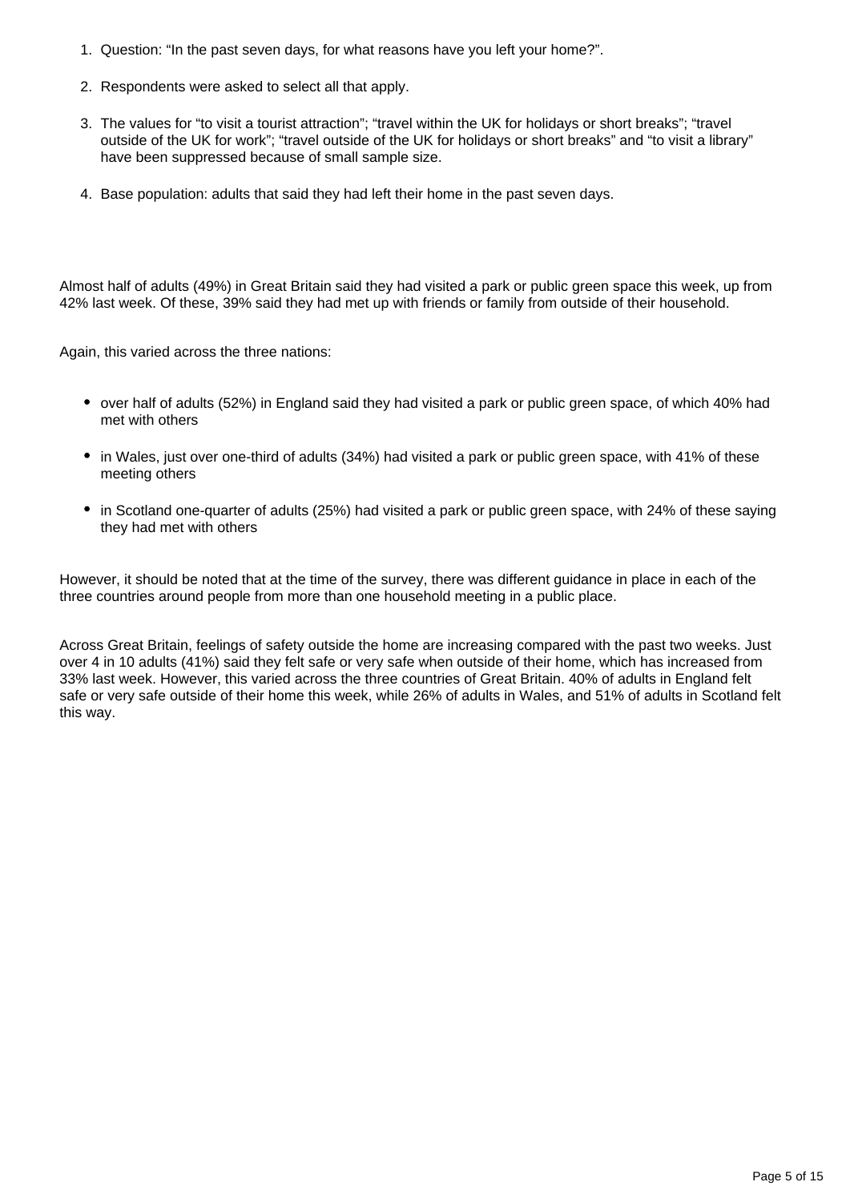1. Question: “In the past seven days, for what reasons have you left your home?”.
2. Respondents were asked to select all that apply.
3. The values for “to visit a tourist attraction”; “travel within the UK for holidays or short breaks”; “travel outside of the UK for work”; “travel outside of the UK for holidays or short breaks” and “to visit a library” have been suppressed because of small sample size.
4. Base population: adults that said they had left their home in the past seven days.

Almost half of adults (49%) in Great Britain said they had visited a park or public green space this week, up from 42% last week. Of these, 39% said they had met up with friends or family from outside of their household.

Again, this varied across the three nations:

- over half of adults (52%) in England said they had visited a park or public green space, of which 40% had met with others
- in Wales, just over one-third of adults (34%) had visited a park or public green space, with 41% of these meeting others
- in Scotland one-quarter of adults (25%) had visited a park or public green space, with 24% of these saying they had met with others

However, it should be noted that at the time of the survey, there was different guidance in place in each of the three countries around people from more than one household meeting in a public place.

Across Great Britain, feelings of safety outside the home are increasing compared with the past two weeks. Just over 4 in 10 adults (41%) said they felt safe or very safe when outside of their home, which has increased from 33% last week. However, this varied across the three countries of Great Britain. 40% of adults in England felt safe or very safe outside of their home this week, while 26% of adults in Wales, and 51% of adults in Scotland felt this way.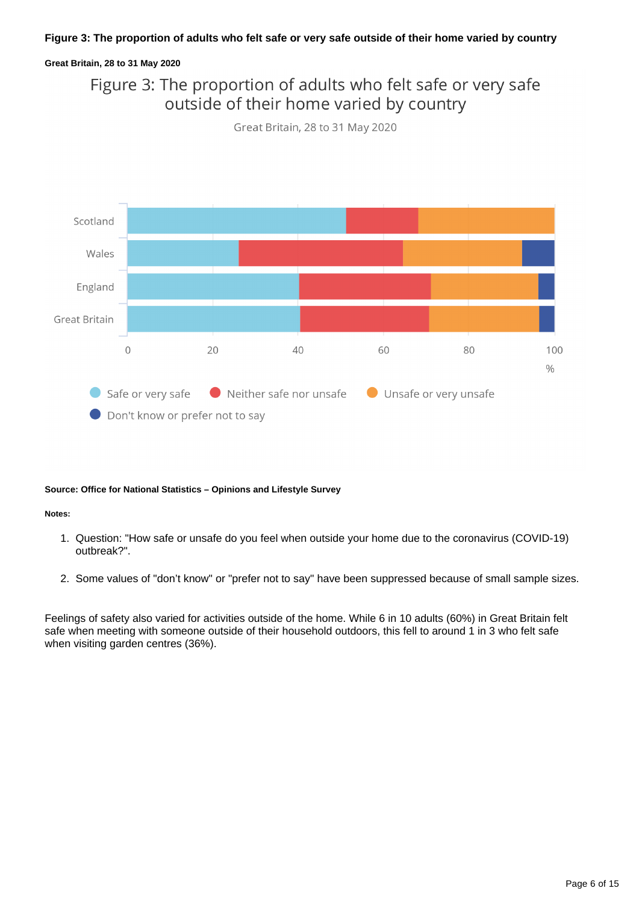**Figure 3: The proportion of adults who felt safe or very safe outside of their home varied by country**

**Great Britain, 28 to 31 May 2020**

**Source: Office for National Statistics – Opinions and Lifestyle Survey**

**Notes:**

1. Question: "How safe or unsafe do you feel when outside your home due to the coronavirus (COVID-19) outbreak?".
2. Some values of "don't know" or "prefer not to say" have been suppressed because of small sample sizes.

Feelings of safety also varied for activities outside of the home. While 6 in 10 adults (60%) in Great Britain felt safe when meeting with someone outside of their household outdoors, this fell to around 1 in 3 who felt safe when visiting garden centres (36%).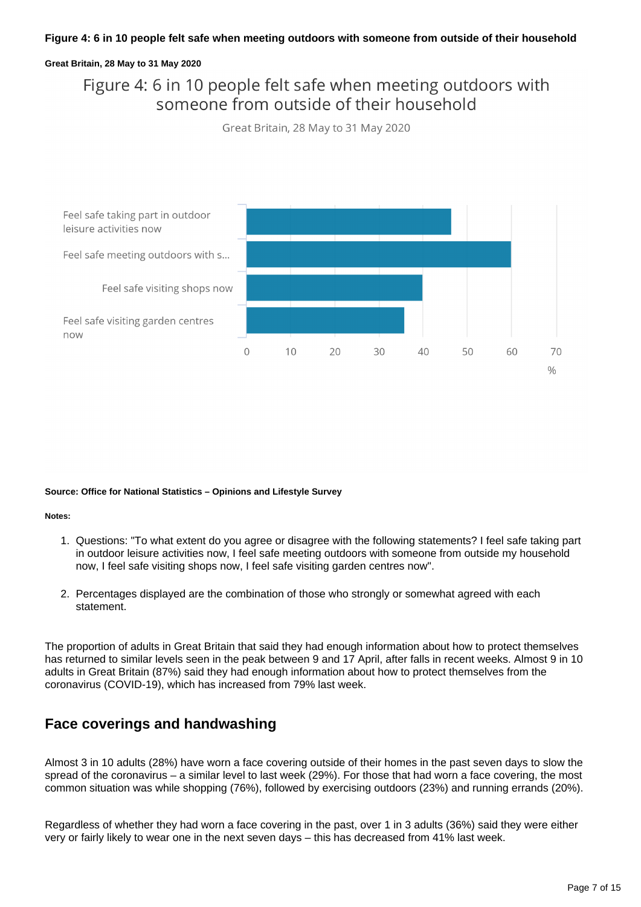**Figure 4: 6 in 10 people felt safe when meeting outdoors with someone from outside of their household**

**Great Britain, 28 May to 31 May 2020**

Figure 4: 6 in 10 people felt safe when meeting outdoors with someone from outside of their household

Great Britain, 28 May to 31 May 2020

Feel safe taking part in outdoor leisure activities now

Feel safe meeting outdoors with s...

Feel safe visiting shops now

Feel safe visiting garden centres now

0 10 20 30 40 50 60 70

%

**Source: Office for National Statistics – Opinions and Lifestyle Survey**

**Notes:**

1. Questions: "To what extent do you agree or disagree with the following statements? I feel safe taking part in outdoor leisure activities now, I feel safe meeting outdoors with someone from outside my household now, I feel safe visiting shops now, I feel safe visiting garden centres now".

2. Percentages displayed are the combination of those who strongly or somewhat agreed with each statement.

The proportion of adults in Great Britain that said they had enough information about how to protect themselves has returned to similar levels seen in the peak between 9 and 17 April, after falls in recent weeks. Almost 9 in 10 adults in Great Britain (87%) said they had enough information about how to protect themselves from the coronavirus (COVID-19), which has increased from 79% last week.

## Face coverings and handwashing

Almost 3 in 10 adults (28%) have worn a face covering outside of their homes in the past seven days to slow the spread of the coronavirus – a similar level to last week (29%). For those that had worn a face covering, the most common situation was while shopping (76%), followed by exercising outdoors (23%) and running errands (20%).

Regardless of whether they had worn a face covering in the past, over 1 in 3 adults (36%) said they were either very or fairly likely to wear one in the next seven days – this has decreased from 41% last week.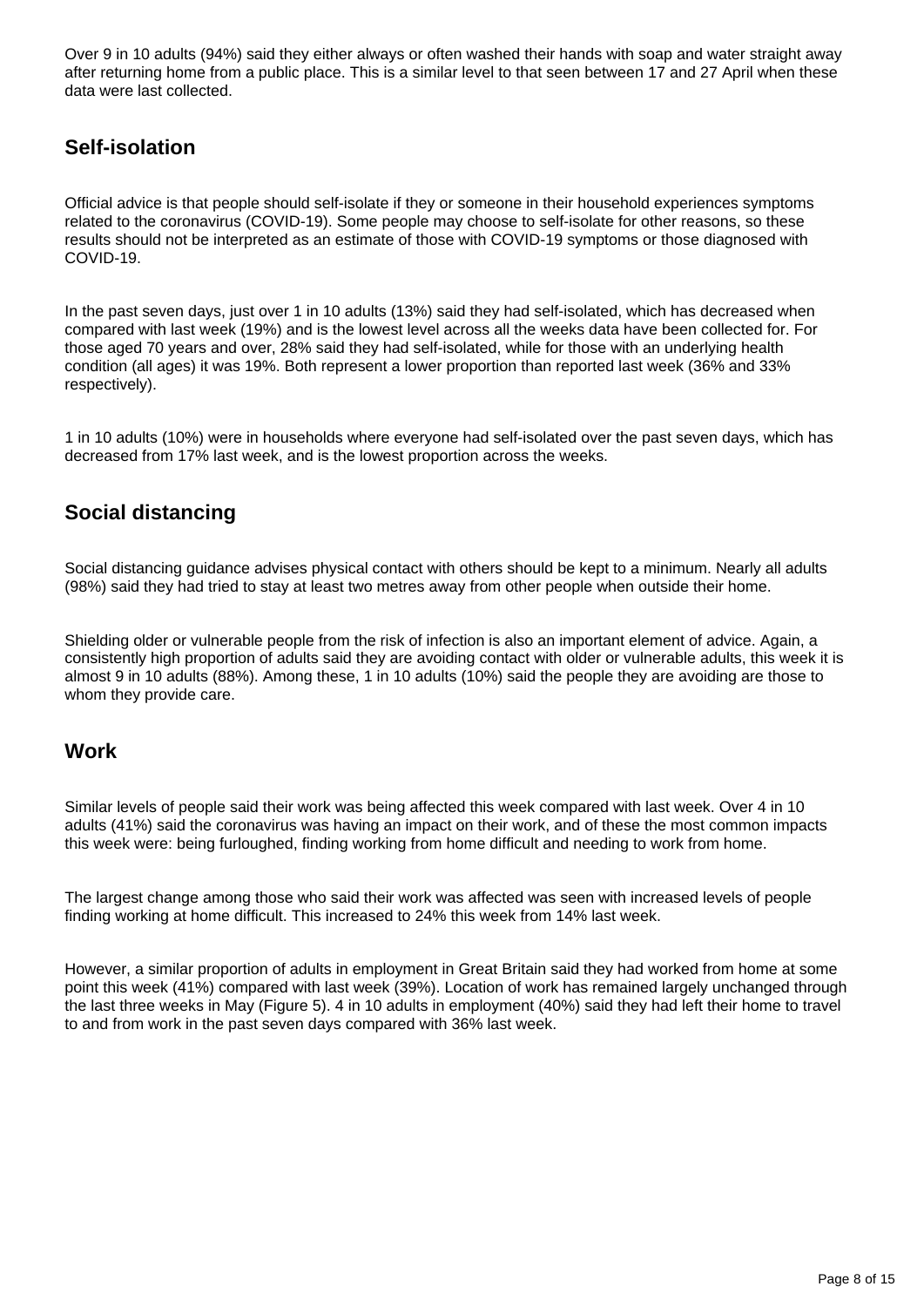Over 9 in 10 adults (94%) said they either always or often washed their hands with soap and water straight away after returning home from a public place. This is a similar level to that seen between 17 and 27 April when these data were last collected.

## Self-isolation

Official advice is that people should self-isolate if they or someone in their household experiences symptoms related to the coronavirus (COVID-19). Some people may choose to self-isolate for other reasons, so these results should not be interpreted as an estimate of those with COVID-19 symptoms or those diagnosed with COVID-19.

In the past seven days, just over 1 in 10 adults (13%) said they had self-isolated, which has decreased when compared with last week (19%) and is the lowest level across all the weeks data have been collected for. For those aged 70 years and over, 28% said they had self-isolated, while for those with an underlying health condition (all ages) it was 19%. Both represent a lower proportion than reported last week (36% and 33% respectively).

1 in 10 adults (10%) were in households where everyone had self-isolated over the past seven days, which has decreased from 17% last week, and is the lowest proportion across the weeks.

## Social distancing

Social distancing guidance advises physical contact with others should be kept to a minimum. Nearly all adults (98%) said they had tried to stay at least two metres away from other people when outside their home.

Shielding older or vulnerable people from the risk of infection is also an important element of advice. Again, a consistently high proportion of adults said they are avoiding contact with older or vulnerable adults, this week it is almost 9 in 10 adults (88%). Among these, 1 in 10 adults (10%) said the people they are avoiding are those to whom they provide care.

## Work

Similar levels of people said their work was being affected this week compared with last week. Over 4 in 10 adults (41%) said the coronavirus was having an impact on their work, and of these the most common impacts this week were: being furloughed, finding working from home difficult and needing to work from home.

The largest change among those who said their work was affected was seen with increased levels of people finding working at home difficult. This increased to 24% this week from 14% last week.

However, a similar proportion of adults in employment in Great Britain said they had worked from home at some point this week (41%) compared with last week (39%). Location of work has remained largely unchanged through the last three weeks in May (Figure 5). 4 in 10 adults in employment (40%) said they had left their home to travel to and from work in the past seven days compared with 36% last week.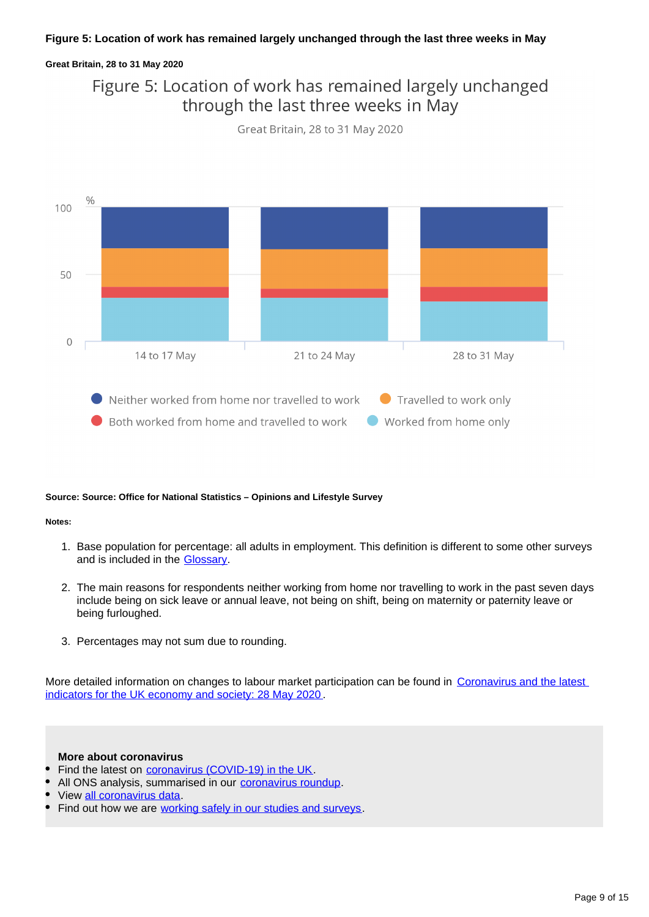**Figure 5: Location of work has remained largely unchanged through the last three weeks in May**

**Great Britain, 28 to 31 May 2020**

Figure 5: Location of work has remained largely unchanged through the last three weeks in May

Great Britain, 28 to 31 May 2020

%

100

50

0

14 to 17 May | 21 to 24 May | 28 to 31 May

Neither worked from home nor travelled to work | Travelled to work only | Both worked from home and travelled to work | Worked from home only

**Source: Source: Office for National Statistics – Opinions and Lifestyle Survey**

**Notes:**

1. Base population for percentage: all adults in employment. This definition is different to some other surveys and is included in the Glossary.
2. The main reasons for respondents neither working from home nor travelling to work in the past seven days include being on sick leave or annual leave, not being on shift, being on maternity or paternity leave or being furloughed.
3. Percentages may not sum due to rounding.

More detailed information on changes to labour market participation can be found in Coronavirus and the latest indicators for the UK economy and society: 28 May 2020.

**More about coronavirus**

- Find the latest on coronavirus (COVID-19) in the UK.
- All ONS analysis, summarised in our coronavirus roundup.
- View all coronavirus data.
- Find out how we are working safely in our studies and surveys.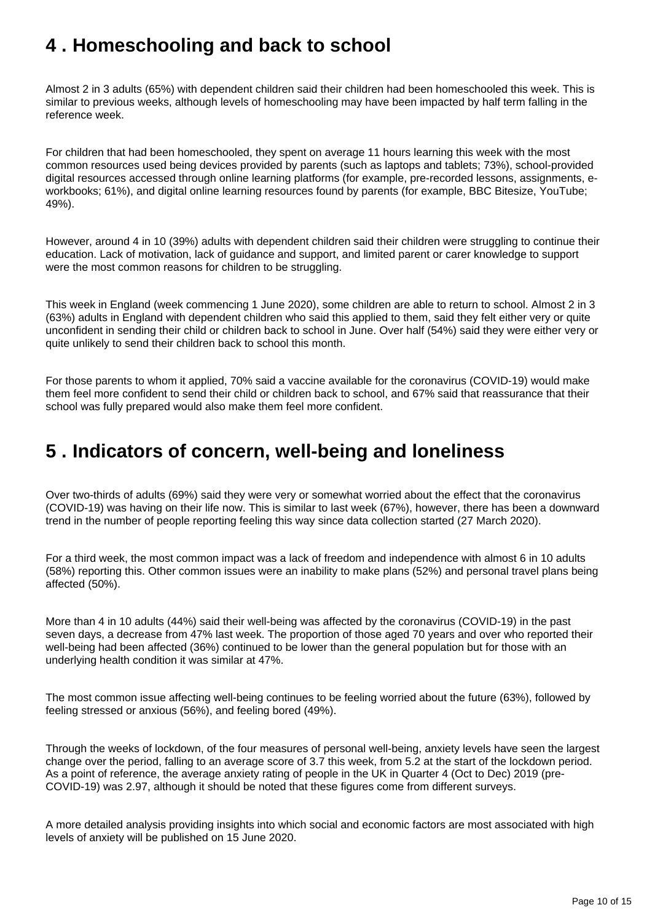## 4 . Homeschooling and back to school

Almost 2 in 3 adults (65%) with dependent children said their children had been homeschooled this week. This is similar to previous weeks, although levels of homeschooling may have been impacted by half term falling in the reference week.

For children that had been homeschooled, they spent on average 11 hours learning this week with the most common resources used being devices provided by parents (such as laptops and tablets; 73%), school-provided digital resources accessed through online learning platforms (for example, pre-recorded lessons, assignments, e-workbooks; 61%), and digital online learning resources found by parents (for example, BBC Bitesize, YouTube; 49%).

However, around 4 in 10 (39%) adults with dependent children said their children were struggling to continue their education. Lack of motivation, lack of guidance and support, and limited parent or carer knowledge to support were the most common reasons for children to be struggling.

This week in England (week commencing 1 June 2020), some children are able to return to school. Almost 2 in 3 (63%) adults in England with dependent children who said this applied to them, said they felt either very or quite unconfident in sending their child or children back to school in June. Over half (54%) said they were either very or quite unlikely to send their children back to school this month.

For those parents to whom it applied, 70% said a vaccine available for the coronavirus (COVID-19) would make them feel more confident to send their child or children back to school, and 67% said that reassurance that their school was fully prepared would also make them feel more confident.

## 5 . Indicators of concern, well-being and loneliness

Over two-thirds of adults (69%) said they were very or somewhat worried about the effect that the coronavirus (COVID-19) was having on their life now. This is similar to last week (67%), however, there has been a downward trend in the number of people reporting feeling this way since data collection started (27 March 2020).

For a third week, the most common impact was a lack of freedom and independence with almost 6 in 10 adults (58%) reporting this. Other common issues were an inability to make plans (52%) and personal travel plans being affected (50%).

More than 4 in 10 adults (44%) said their well-being was affected by the coronavirus (COVID-19) in the past seven days, a decrease from 47% last week. The proportion of those aged 70 years and over who reported their well-being had been affected (36%) continued to be lower than the general population but for those with an underlying health condition it was similar at 47%.

The most common issue affecting well-being continues to be feeling worried about the future (63%), followed by feeling stressed or anxious (56%), and feeling bored (49%).

Through the weeks of lockdown, of the four measures of personal well-being, anxiety levels have seen the largest change over the period, falling to an average score of 3.7 this week, from 5.2 at the start of the lockdown period. As a point of reference, the average anxiety rating of people in the UK in Quarter 4 (Oct to Dec) 2019 (pre-COVID-19) was 2.97, although it should be noted that these figures come from different surveys.

A more detailed analysis providing insights into which social and economic factors are most associated with high levels of anxiety will be published on 15 June 2020.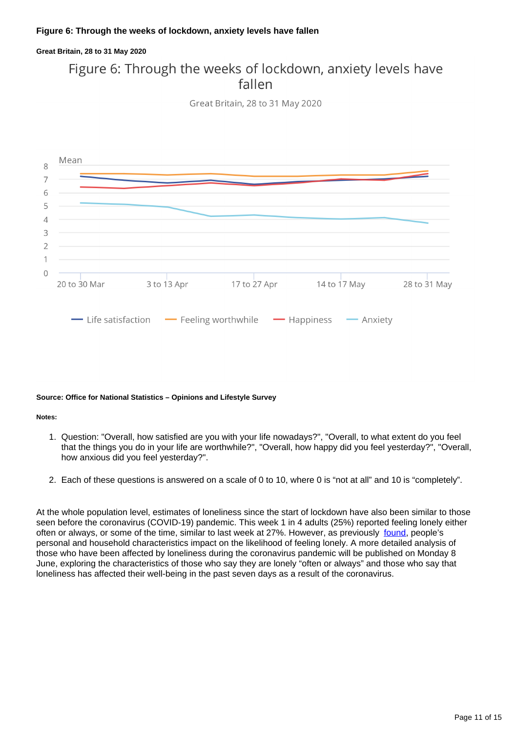### Figure 6: Through the weeks of lockdown, anxiety levels have fallen

**Great Britain, 28 to 31 May 2020**

Figure 6: Through the weeks of lockdown, anxiety levels have fallen

Great Britain, 28 to 31 May 2020

Mean

8
7
6
5
4
3
2
1
0

20 to 30 Mar | 3 to 13 Apr | 17 to 27 Apr | 14 to 17 May | 28 to 31 May

Life satisfaction | Feeling worthwhile | Happiness | Anxiety

**Source: Office for National Statistics – Opinions and Lifestyle Survey**

**Notes:**

1. Question: "Overall, how satisfied are you with your life nowadays?", "Overall, to what extent do you feel that the things you do in your life are worthwhile?", "Overall, how happy did you feel yesterday?", "Overall, how anxious did you feel yesterday?".

2. Each of these questions is answered on a scale of 0 to 10, where 0 is “not at all” and 10 is “completely”.

At the whole population level, estimates of loneliness since the start of lockdown have also been similar to those seen before the coronavirus (COVID-19) pandemic. This week 1 in 4 adults (25%) reported feeling lonely either often or always, or some of the time, similar to last week at 27%. However, as previously found, people’s personal and household characteristics impact on the likelihood of feeling lonely. A more detailed analysis of those who have been affected by loneliness during the coronavirus pandemic will be published on Monday 8 June, exploring the characteristics of those who say they are lonely “often or always” and those who say that loneliness has affected their well-being in the past seven days as a result of the coronavirus.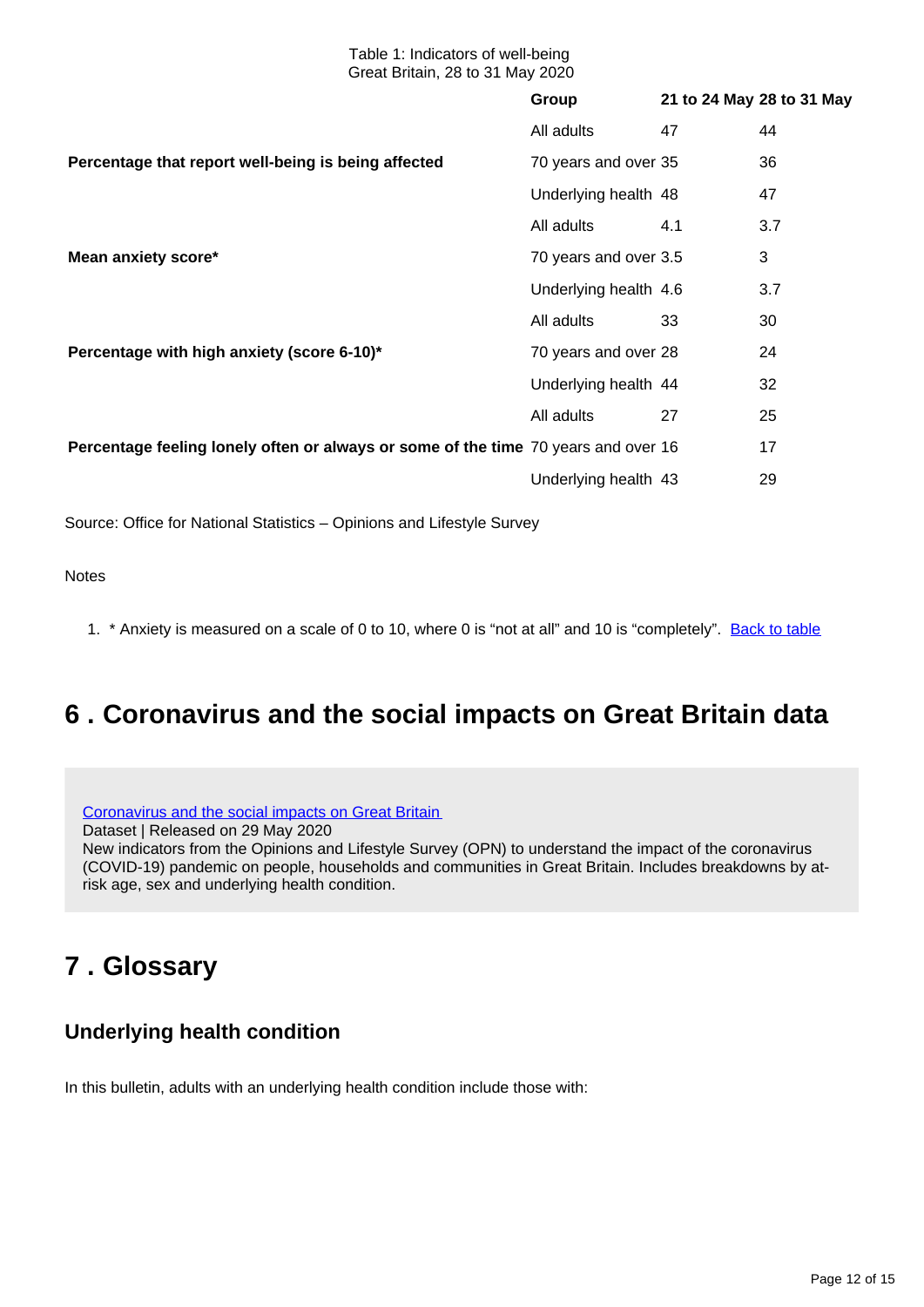Table 1: Indicators of well-being
Great Britain, 28 to 31 May 2020

| | Group | 21 to 24 May | 28 to 31 May |
|---|---|---|---|
| **Percentage that report well-being is being affected** | All adults | 47 | 44 |
| | 70 years and over | 35 | 36 |
| | Underlying health | 48 | 47 |
| **Mean anxiety score*** | All adults | 4.1 | 3.7 |
| | 70 years and over | 3.5 | 3 |
| | Underlying health | 4.6 | 3.7 |
| **Percentage with high anxiety (score 6-10)*** | All adults | 33 | 30 |
| | 70 years and over | 28 | 24 |
| | Underlying health | 44 | 32 |
| **Percentage feeling lonely often or always or some of the time** | All adults | 27 | 25 |
| | 70 years and over | 16 | 17 |
| | Underlying health | 43 | 29 |

Source: Office for National Statistics – Opinions and Lifestyle Survey

Notes

1. * Anxiety is measured on a scale of 0 to 10, where 0 is "not at all" and 10 is "completely". Back to table

## 6 . Coronavirus and the social impacts on Great Britain data

Coronavirus and the social impacts on Great Britain
Dataset | Released on 29 May 2020
New indicators from the Opinions and Lifestyle Survey (OPN) to understand the impact of the coronavirus (COVID-19) pandemic on people, households and communities in Great Britain. Includes breakdowns by at-risk age, sex and underlying health condition.

## 7 . Glossary

### Underlying health condition

In this bulletin, adults with an underlying health condition include those with: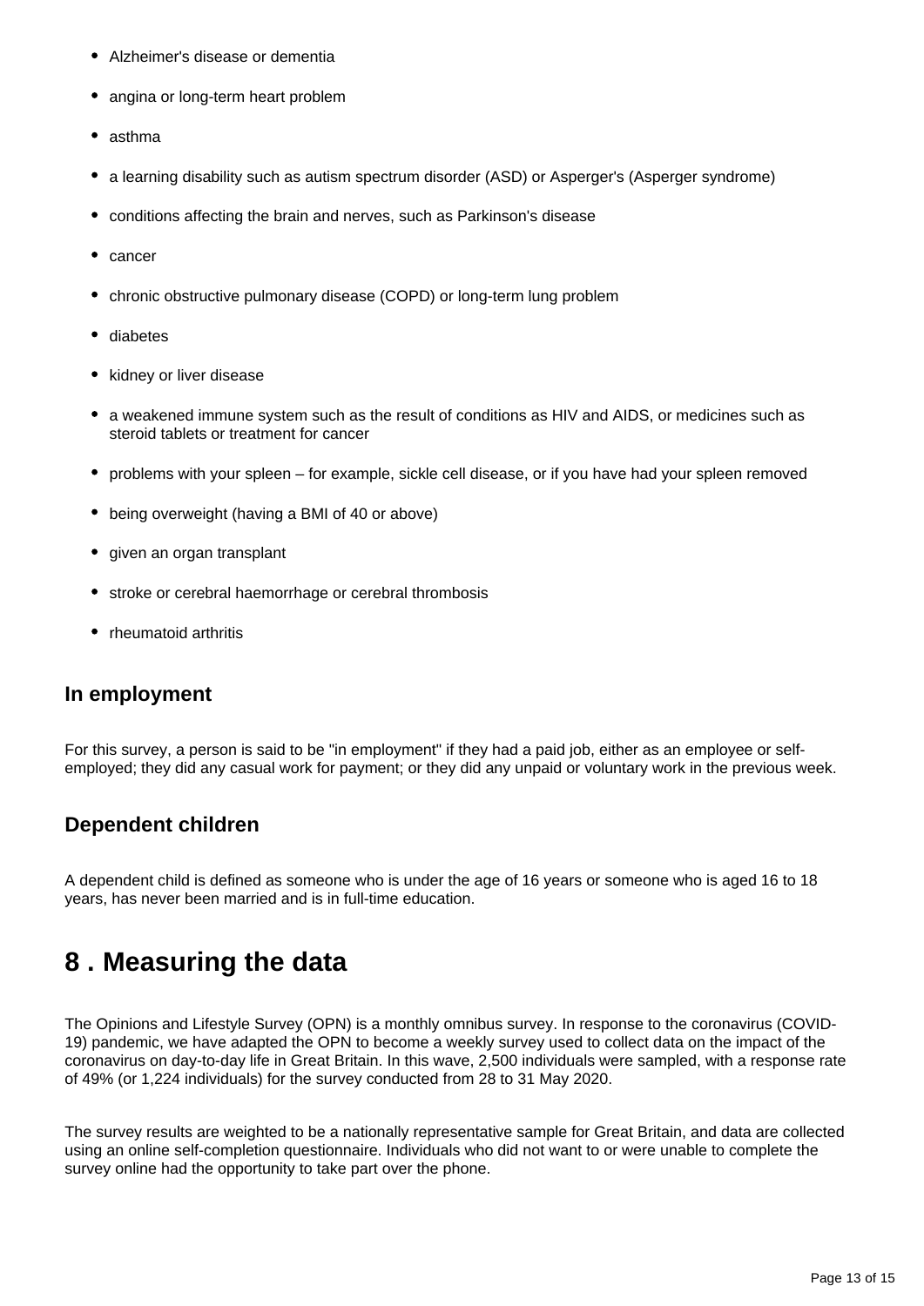- Alzheimer's disease or dementia
- angina or long-term heart problem
- asthma
- a learning disability such as autism spectrum disorder (ASD) or Asperger's (Asperger syndrome)
- conditions affecting the brain and nerves, such as Parkinson's disease
- cancer
- chronic obstructive pulmonary disease (COPD) or long-term lung problem
- diabetes
- kidney or liver disease
- a weakened immune system such as the result of conditions as HIV and AIDS, or medicines such as steroid tablets or treatment for cancer
- problems with your spleen – for example, sickle cell disease, or if you have had your spleen removed
- being overweight (having a BMI of 40 or above)
- given an organ transplant
- stroke or cerebral haemorrhage or cerebral thrombosis
- rheumatoid arthritis

### In employment

For this survey, a person is said to be "in employment" if they had a paid job, either as an employee or self-employed; they did any casual work for payment; or they did any unpaid or voluntary work in the previous week.

### Dependent children

A dependent child is defined as someone who is under the age of 16 years or someone who is aged 16 to 18 years, has never been married and is in full-time education.

## 8 . Measuring the data

The Opinions and Lifestyle Survey (OPN) is a monthly omnibus survey. In response to the coronavirus (COVID-19) pandemic, we have adapted the OPN to become a weekly survey used to collect data on the impact of the coronavirus on day-to-day life in Great Britain. In this wave, 2,500 individuals were sampled, with a response rate of 49% (or 1,224 individuals) for the survey conducted from 28 to 31 May 2020.

The survey results are weighted to be a nationally representative sample for Great Britain, and data are collected using an online self-completion questionnaire. Individuals who did not want to or were unable to complete the survey online had the opportunity to take part over the phone.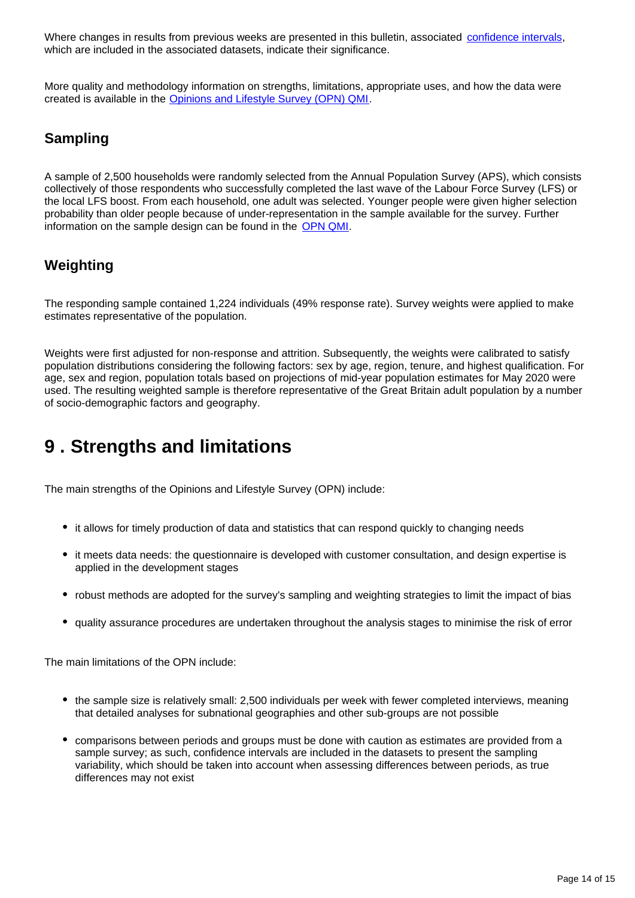Where changes in results from previous weeks are presented in this bulletin, associated confidence intervals, which are included in the associated datasets, indicate their significance.

More quality and methodology information on strengths, limitations, appropriate uses, and how the data were created is available in the Opinions and Lifestyle Survey (OPN) QMI.

### Sampling

A sample of 2,500 households were randomly selected from the Annual Population Survey (APS), which consists collectively of those respondents who successfully completed the last wave of the Labour Force Survey (LFS) or the local LFS boost. From each household, one adult was selected. Younger people were given higher selection probability than older people because of under-representation in the sample available for the survey. Further information on the sample design can be found in the OPN QMI.

### Weighting

The responding sample contained 1,224 individuals (49% response rate). Survey weights were applied to make estimates representative of the population.

Weights were first adjusted for non-response and attrition. Subsequently, the weights were calibrated to satisfy population distributions considering the following factors: sex by age, region, tenure, and highest qualification. For age, sex and region, population totals based on projections of mid-year population estimates for May 2020 were used. The resulting weighted sample is therefore representative of the Great Britain adult population by a number of socio-demographic factors and geography.

## 9 . Strengths and limitations

The main strengths of the Opinions and Lifestyle Survey (OPN) include:

- it allows for timely production of data and statistics that can respond quickly to changing needs
- it meets data needs: the questionnaire is developed with customer consultation, and design expertise is applied in the development stages
- robust methods are adopted for the survey's sampling and weighting strategies to limit the impact of bias
- quality assurance procedures are undertaken throughout the analysis stages to minimise the risk of error

The main limitations of the OPN include:

- the sample size is relatively small: 2,500 individuals per week with fewer completed interviews, meaning that detailed analyses for subnational geographies and other sub-groups are not possible
- comparisons between periods and groups must be done with caution as estimates are provided from a sample survey; as such, confidence intervals are included in the datasets to present the sampling variability, which should be taken into account when assessing differences between periods, as true differences may not exist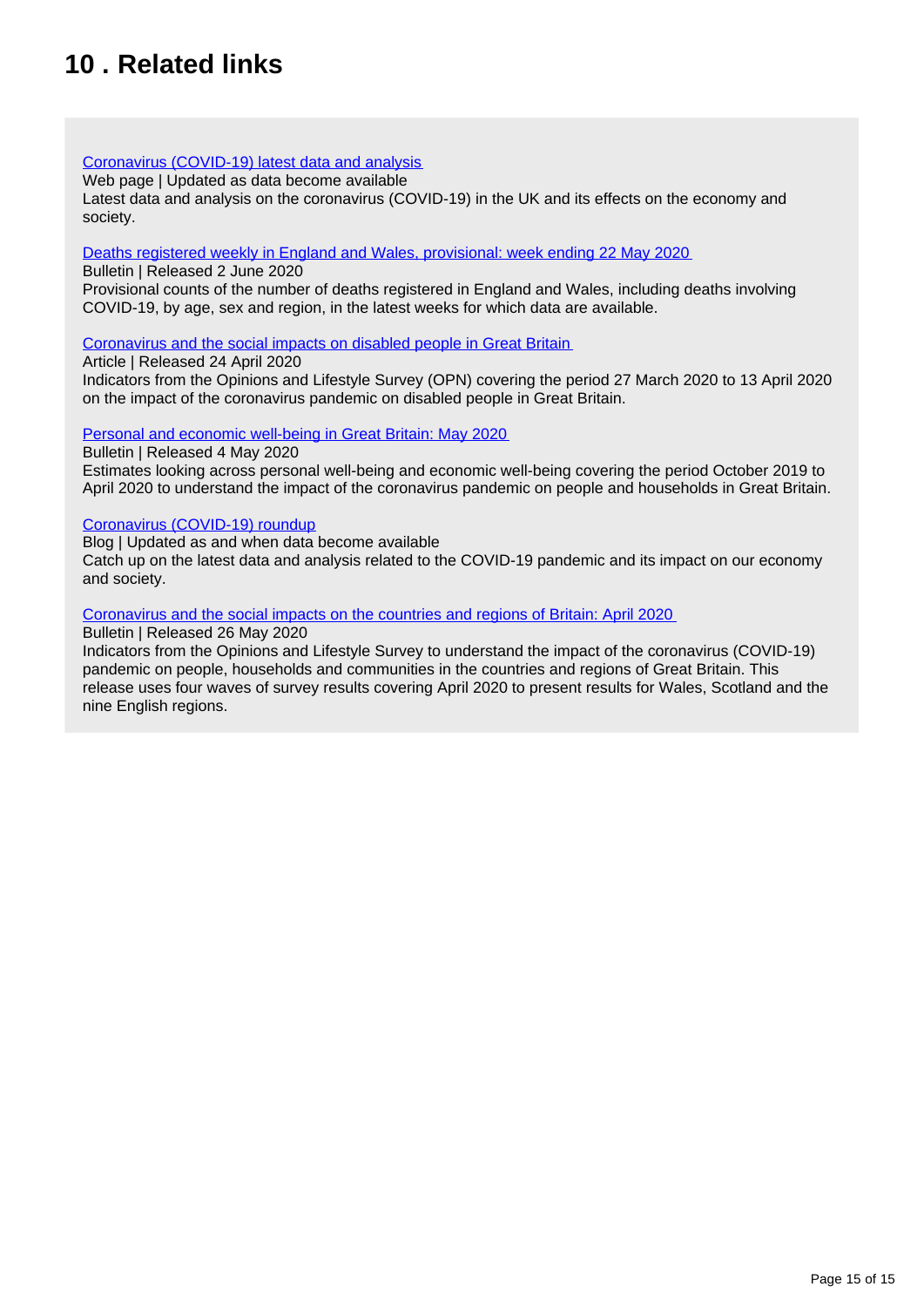## 10 . Related links

[Coronavirus (COVID-19) latest data and analysis](#)
Web page | Updated as data become available
Latest data and analysis on the coronavirus (COVID-19) in the UK and its effects on the economy and society.

[Deaths registered weekly in England and Wales, provisional: week ending 22 May 2020](#)
Bulletin | Released 2 June 2020
Provisional counts of the number of deaths registered in England and Wales, including deaths involving COVID-19, by age, sex and region, in the latest weeks for which data are available.

[Coronavirus and the social impacts on disabled people in Great Britain](#)
Article | Released 24 April 2020
Indicators from the Opinions and Lifestyle Survey (OPN) covering the period 27 March 2020 to 13 April 2020 on the impact of the coronavirus pandemic on disabled people in Great Britain.

[Personal and economic well-being in Great Britain: May 2020](#)
Bulletin | Released 4 May 2020
Estimates looking across personal well-being and economic well-being covering the period October 2019 to April 2020 to understand the impact of the coronavirus pandemic on people and households in Great Britain.

[Coronavirus (COVID-19) roundup](#)
Blog | Updated as and when data become available
Catch up on the latest data and analysis related to the COVID-19 pandemic and its impact on our economy and society.

[Coronavirus and the social impacts on the countries and regions of Britain: April 2020](#)
Bulletin | Released 26 May 2020
Indicators from the Opinions and Lifestyle Survey to understand the impact of the coronavirus (COVID-19) pandemic on people, households and communities in the countries and regions of Great Britain. This release uses four waves of survey results covering April 2020 to present results for Wales, Scotland and the nine English regions.